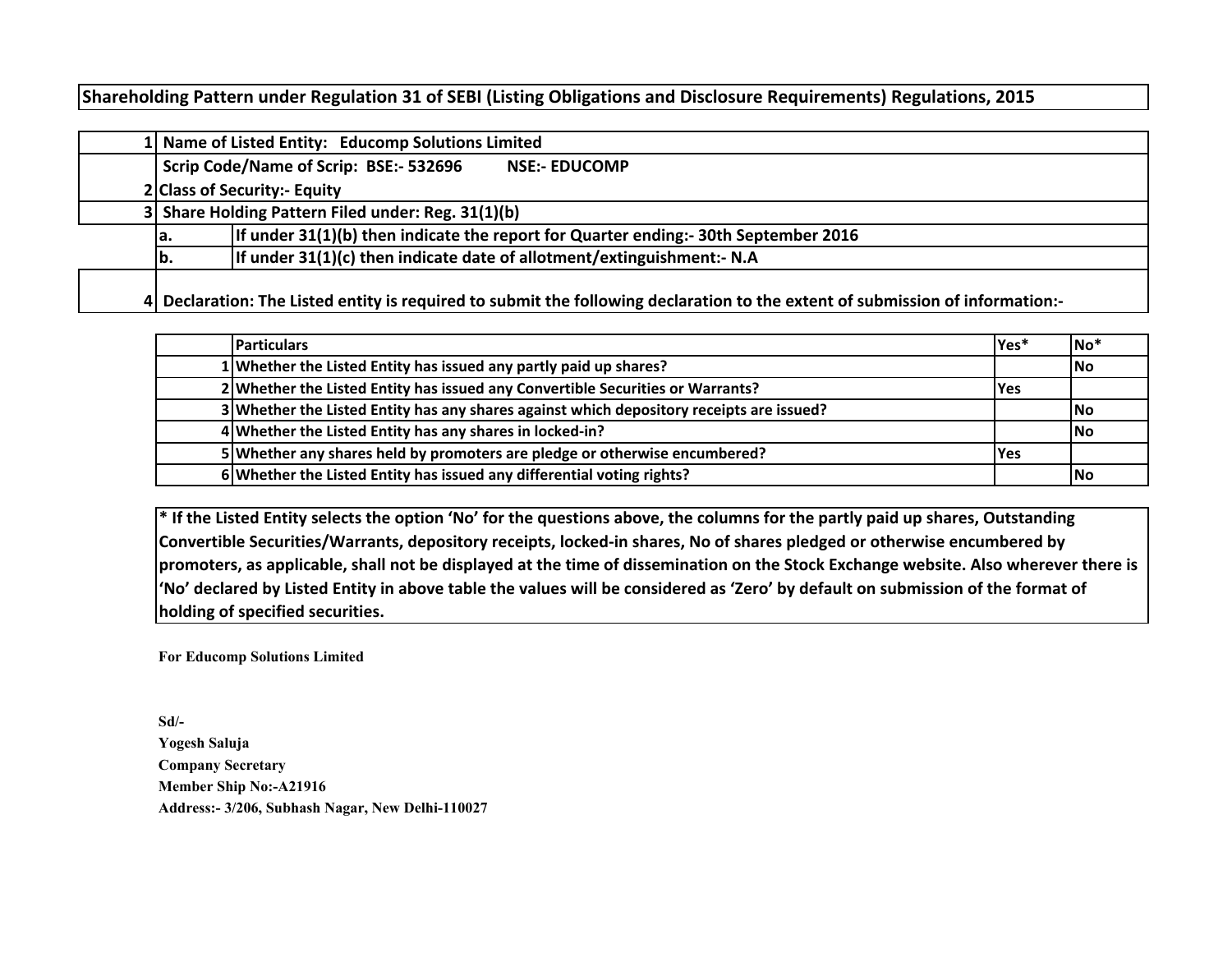# Shareholding Pattern under Regulation 31 of SEBI (Listing Obligations and Disclosure Requirements) Regulations, 2015

| | | |
|---|---|---|
| 1 | Name of Listed Entity: Educomp Solutions Limited | |
| | Scrip Code/Name of Scrip: BSE:- 532696 NSE:- EDUCOMP | |
| 2 | Class of Security:- Equity | |
| 3 | Share Holding Pattern Filed under: Reg. 31(1)(b) | |
| | a. | If under 31(1)(b) then indicate the report for Quarter ending:- 30th September 2016 |
| | b. | If under 31(1)(c) then indicate date of allotment/extinguishment:- N.A |
| 4 | Declaration: The Listed entity is required to submit the following declaration to the extent of submission of information:- | |

| | Particulars | Yes* | No* |
|---|---|---|---|
| 1 | Whether the Listed Entity has issued any partly paid up shares? | | No |
| 2 | Whether the Listed Entity has issued any Convertible Securities or Warrants? | Yes | |
| 3 | Whether the Listed Entity has any shares against which depository receipts are issued? | | No |
| 4 | Whether the Listed Entity has any shares in locked-in? | | No |
| 5 | Whether any shares held by promoters are pledge or otherwise encumbered? | Yes | |
| 6 | Whether the Listed Entity has issued any differential voting rights? | | No |

**\* If the Listed Entity selects the option 'No' for the questions above, the columns for the partly paid up shares, Outstanding Convertible Securities/Warrants, depository receipts, locked-in shares, No of shares pledged or otherwise encumbered by promoters, as applicable, shall not be displayed at the time of dissemination on the Stock Exchange website. Also wherever there is 'No' declared by Listed Entity in above table the values will be considered as 'Zero' by default on submission of the format of holding of specified securities.**

**For Educomp Solutions Limited**

**Sd/-**
**Yogesh Saluja**
**Company Secretary**
**Member Ship No:-A21916**
**Address:- 3/206, Subhash Nagar, New Delhi-110027**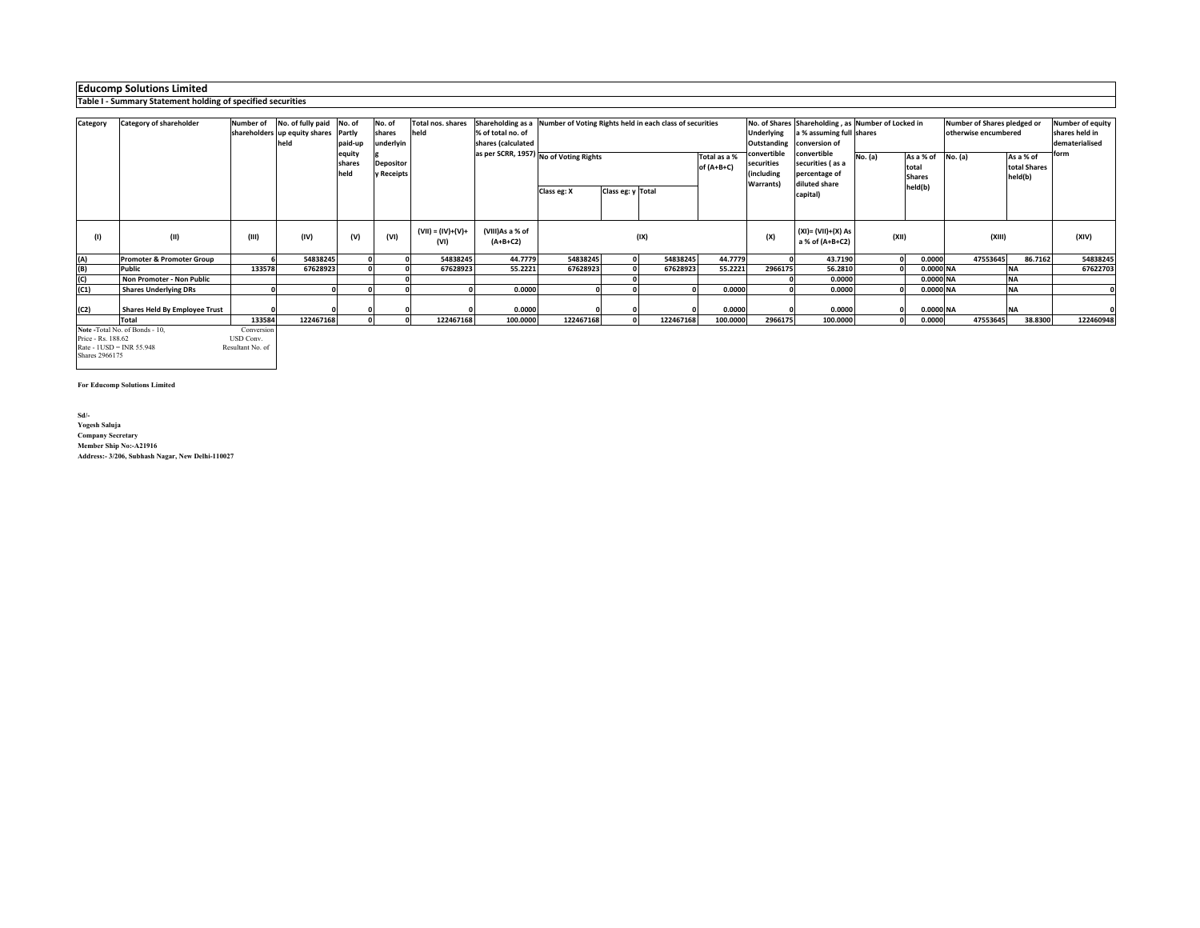# Educomp Solutions Limited

## Table I - Summary Statement holding of specified securities

| Category | Category of shareholder | Number of shareholders | No. of fully paid up equity shares held | No. of Partly paid-up equity shares held | No. of shares underlying Depository Receipts | Total nos. shares held | Shareholding as a % of total no. of shares (calculated as per SCRR, 1957) | Number of Voting Rights held in each class of securities | | | | No. of Shares Underlying Outstanding convertible securities (including Warrants) | Shareholding , as a % assuming full conversion of convertible securities ( as a percentage of diluted share capital) | Number of Locked in shares | | Number of Shares pledged or otherwise encumbered | | Number of equity shares held in dematerialised form |
|---|---|---|---|---|---|---|---|---|---|---|---|---|---|---|---|---|---|---|
| | | | | | | | | No of Voting Rights | | | Total as a % of (A+B+C) | | | No. (a) | As a % of total Shares held(b) | No. (a) | As a % of total Shares held(b) | |
| | | | | | | | | Class eg: X | Class eg: y | Total | | | | | | | | |
| (I) | (II) | (III) | (IV) | (V) | (VI) | (VII) = (IV)+(V)+ (VI) | (VIII)As a % of (A+B+C2) | (IX) | | | | (X) | (XI)= (VII)+(X) As a % of (A+B+C2) | (XII) | | (XIII) | | (XIV) |
| (A) | Promoter & Promoter Group | 6 | 54838245 | 0 | 0 | 54838245 | 44.7779 | 54838245 | 0 | 54838245 | 44.7779 | 0 | 43.7190 | 0 | 0.0000 | 47553645 | 86.7162 | 54838245 |
| (B) | Public | 133578 | 67628923 | 0 | 0 | 67628923 | 55.2221 | 67628923 | 0 | 67628923 | 55.2221 | 2966175 | 56.2810 | 0 | 0.0000 | NA | NA | 67622703 |
| (C) | Non Promoter - Non Public | | | | 0 | | | | 0 | | | 0 | 0.0000 | | 0.0000 | NA | NA | |
| (C1) | Shares Underlying DRs | 0 | 0 | 0 | 0 | 0 | 0.0000 | 0 | 0 | 0 | 0.0000 | 0 | 0.0000 | 0 | 0.0000 | NA | NA | 0 |
| (C2) | Shares Held By Employee Trust | 0 | 0 | 0 | 0 | 0 | 0.0000 | 0 | 0 | 0 | 0.0000 | 0 | 0.0000 | 0 | 0.0000 | NA | NA | 0 |
| | Total | 133584 | 122467168 | 0 | 0 | 122467168 | 100.0000 | 122467168 | 0 | 122467168 | 100.0000 | 2966175 | 100.0000 | 0 | 0.0000 | 47553645 | 38.8300 | 122460948 |

**Note -**Total No. of Bonds - 10, Conversion Price - Rs. 188.62 USD Conv. Rate - 1USD = INR 55.948 Resultant No. of Shares 2966175

**For Educomp Solutions Limited**

**Sd/-**
**Yogesh Saluja**
**Company Secretary**
**Member Ship No:-A21916**
**Address:- 3/206, Subhash Nagar, New Delhi-110027**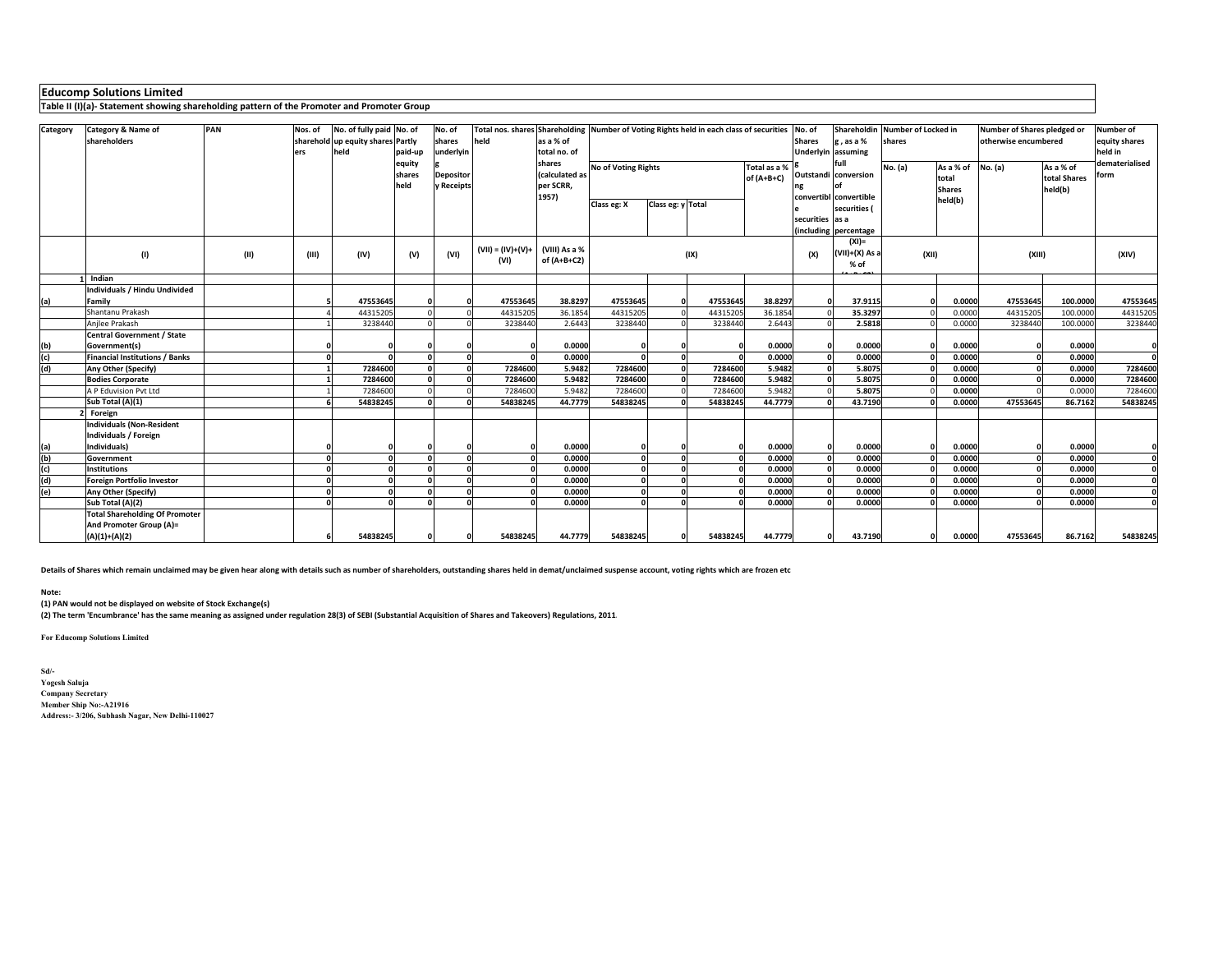## Educomp Solutions Limited

**Table II (I)(a)- Statement showing shareholding pattern of the Promoter and Promoter Group**

| Category | Category & Name of shareholders | PAN | Nos. of shareholders | No. of fully paid up equity shares held | No. of Partly paid-up equity shares held | No. of shares underlying Depository Receipts | Total nos. shares held | Shareholding as a % of total no. of shares (calculated as per SCRR, 1957) | Number of Voting Rights held in each class of securities | | | | No. of Shares Underlying Outstanding convertible securities (including | Shareholding , as a % assuming full conversion of convertible securities ( as a percentage | Number of Locked in shares | | Number of Shares pledged or otherwise encumbered | | Number of equity shares held in dematerialised form |
|---|---|---|---|---|---|---|---|---|---|---|---|---|---|---|---|---|---|---|---|
| | | | | | | | | | No of Voting Rights | | | Total as a % of (A+B+C) | | | No. (a) | As a % of total Shares held(b) | No. (a) | As a % of total Shares held(b) | |
| | | | | | | | | | Class eg: X | Class eg: y | Total | | | | | | | | |
| | (I) | (II) | (III) | (IV) | (V) | (VI) | (VII) = (IV)+(V)+ (VI) | (VIII) As a % of (A+B+C2) | (IX) | | | | (X) | (XI)= (VII)+(X) As a % of | (XII) | | (XIII) | | (XIV) |
| 1 | **Indian** | | | | | | | | | | | | | | | | | | |
| (a) | **Individuals / Hindu Undivided Family** | | **5** | **47553645** | **0** | **0** | **47553645** | **38.8297** | **47553645** | **0** | **47553645** | **38.8297** | **0** | **37.9115** | **0** | **0.0000** | **47553645** | **100.0000** | **47553645** |
| | Shantanu Prakash | | 4 | 44315205 | 0 | 0 | 44315205 | 36.1854 | 44315205 | 0 | 44315205 | 36.1854 | 0 | **35.3297** | 0 | 0.0000 | 44315205 | 100.0000 | 44315205 |
| | Anjlee Prakash | | 1 | 3238440 | 0 | 0 | 3238440 | 2.6443 | 3238440 | 0 | 3238440 | 2.6443 | 0 | **2.5818** | 0 | 0.0000 | 3238440 | 100.0000 | 3238440 |
| (b) | **Central Government / State Government(s)** | | **0** | **0** | **0** | **0** | **0** | **0.0000** | **0** | **0** | **0** | **0.0000** | **0** | **0.0000** | **0** | **0.0000** | **0** | **0.0000** | **0** |
| (c) | **Financial Institutions / Banks** | | **0** | **0** | **0** | **0** | **0** | **0.0000** | **0** | **0** | **0** | **0.0000** | **0** | **0.0000** | **0** | **0.0000** | **0** | **0.0000** | **0** |
| (d) | **Any Other (Specify)** | | **1** | **7284600** | **0** | **0** | **7284600** | **5.9482** | **7284600** | **0** | **7284600** | **5.9482** | **0** | **5.8075** | **0** | **0.0000** | **0** | **0.0000** | **7284600** |
| | **Bodies Corporate** | | **1** | **7284600** | **0** | **0** | **7284600** | **5.9482** | **7284600** | **0** | **7284600** | **5.9482** | **0** | **5.8075** | **0** | **0.0000** | **0** | **0.0000** | **7284600** |
| | A P Eduvision Pvt Ltd | | 1 | 7284600 | 0 | 0 | 7284600 | 5.9482 | 7284600 | 0 | 7284600 | 5.9482 | 0 | **5.8075** | 0 | **0.0000** | 0 | 0.0000 | 7284600 |
| | **Sub Total (A)(1)** | | **6** | **54838245** | **0** | **0** | **54838245** | **44.7779** | **54838245** | **0** | **54838245** | **44.7779** | **0** | **43.7190** | **0** | **0.0000** | **47553645** | **86.7162** | **54838245** |
| 2 | **Foreign** | | | | | | | | | | | | | | | | | | |
| (a) | **Individuals (Non-Resident Individuals / Foreign Individuals)** | | **0** | **0** | **0** | **0** | **0** | **0.0000** | **0** | **0** | **0** | **0.0000** | **0** | **0.0000** | **0** | **0.0000** | **0** | **0.0000** | **0** |
| (b) | **Government** | | **0** | **0** | **0** | **0** | **0** | **0.0000** | **0** | **0** | **0** | **0.0000** | **0** | **0.0000** | **0** | **0.0000** | **0** | **0.0000** | **0** |
| (c) | **Institutions** | | **0** | **0** | **0** | **0** | **0** | **0.0000** | **0** | **0** | **0** | **0.0000** | **0** | **0.0000** | **0** | **0.0000** | **0** | **0.0000** | **0** |
| (d) | **Foreign Portfolio Investor** | | **0** | **0** | **0** | **0** | **0** | **0.0000** | **0** | **0** | **0** | **0.0000** | **0** | **0.0000** | **0** | **0.0000** | **0** | **0.0000** | **0** |
| (e) | **Any Other (Specify)** | | **0** | **0** | **0** | **0** | **0** | **0.0000** | **0** | **0** | **0** | **0.0000** | **0** | **0.0000** | **0** | **0.0000** | **0** | **0.0000** | **0** |
| | **Sub Total (A)(2)** | | **0** | **0** | **0** | **0** | **0** | **0.0000** | **0** | **0** | **0** | **0.0000** | **0** | **0.0000** | **0** | **0.0000** | **0** | **0.0000** | **0** |
| | **Total Shareholding Of Promoter And Promoter Group (A)= (A)(1)+(A)(2)** | | **6** | **54838245** | **0** | **0** | **54838245** | **44.7779** | **54838245** | **0** | **54838245** | **44.7779** | **0** | **43.7190** | **0** | **0.0000** | **47553645** | **86.7162** | **54838245** |

**Details of Shares which remain unclaimed may be given hear along with details such as number of shareholders, outstanding shares held in demat/unclaimed suspense account, voting rights which are frozen etc**

**Note:**

**(1) PAN would not be displayed on website of Stock Exchange(s)**

**(2) The term 'Encumbrance' has the same meaning as assigned under regulation 28(3) of SEBI (Substantial Acquisition of Shares and Takeovers) Regulations, 2011.**

**For Educomp Solutions Limited**

**Sd/-**
**Yogesh Saluja**
**Company Secretary**
**Member Ship No:-A21916**
**Address:- 3/206, Subhash Nagar, New Delhi-110027**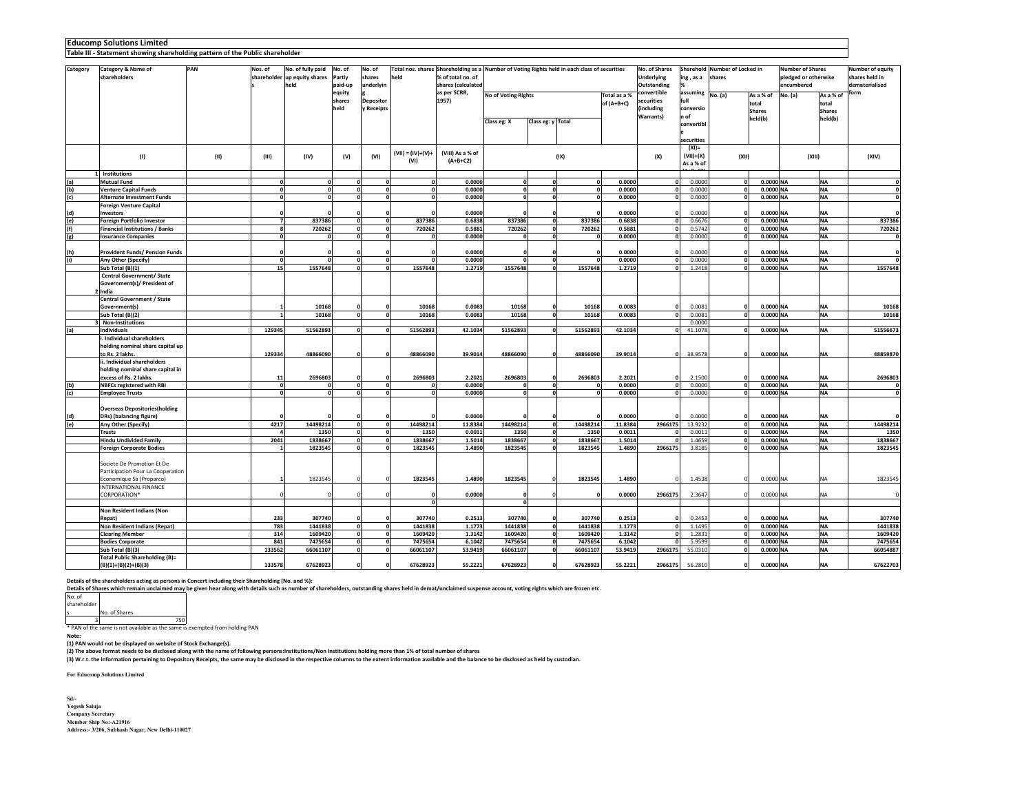**Educomp Solutions Limited**

**Table III - Statement showing shareholding pattern of the Public shareholder**

| Category | Category & Name of shareholders | PAN | Nos. of shareholders | No. of fully paid up equity shares held | No. of Partly paid-up equity shares held | No. of shares underlying Depository Receipts | Total nos. shares held | Shareholding as a % of total no. of shares (calculated as per SCRR, 1957) | Number of Voting Rights held in each class of securities | | | | No. of Shares Underlying Outstanding convertible securities (including Warrants) | Shareholding , as a % assuming full conversion of convertible securities | Number of Locked in shares | | Number of Shares pledged or otherwise encumbered | | Number of equity shares held in dematerialised form |
|---|---|---|---|---|---|---|---|---|---|---|---|---|---|---|---|---|---|---|---|
| | | | | | | | | | No of Voting Rights | | | Total as a % of (A+B+C) | | | No. (a) | As a % of total Shares held(b) | No. (a) | As a % of total Shares held(b) | |
| | | | | | | | | | Class eg: X | Class eg: y | Total | | | | | | | | |
| | (I) | (II) | (III) | (IV) | (V) | (VI) | (VII) = (IV)+(V)+ (VI) | (VIII) As a % of (A+B+C2) | (IX) | | | | (X) | (XI)= (VII)+(X) As a % of (A+B+C2) | (XII) | | (XIII) | | (XIV) |
| 1 | Institutions | | | | | | | | | | | | | | | | | | |
| (a) | Mutual Fund | | 0 | 0 | 0 | 0 | 0 | 0.0000 | 0 | 0 | 0 | 0.0000 | 0 | 0.0000 | 0 | 0.0000 | NA | NA | 0 |
| (b) | Venture Capital Funds | | 0 | 0 | 0 | 0 | 0 | 0.0000 | 0 | 0 | 0 | 0.0000 | 0 | 0.0000 | 0 | 0.0000 | NA | NA | 0 |
| (c) | Alternate Investment Funds | | 0 | 0 | 0 | 0 | 0 | 0.0000 | 0 | 0 | 0 | 0.0000 | 0 | 0.0000 | 0 | 0.0000 | NA | NA | 0 |
| (d) | Foreign Venture Capital Investors | | 0 | 0 | 0 | 0 | 0 | 0.0000 | 0 | 0 | 0 | 0.0000 | 0 | 0.0000 | 0 | 0.0000 | NA | NA | 0 |
| (e) | Foreign Portfolio Investor | | 7 | 837386 | 0 | 0 | 837386 | 0.6838 | 837386 | 0 | 837386 | 0.6838 | 0 | 0.6676 | 0 | 0.0000 | NA | NA | 837386 |
| (f) | Financial Institutions / Banks | | 8 | 720262 | 0 | 0 | 720262 | 0.5881 | 720262 | 0 | 720262 | 0.5881 | 0 | 0.5742 | 0 | 0.0000 | NA | NA | 720262 |
| (g) | Insurance Companies | | 0 | 0 | 0 | 0 | 0 | 0.0000 | 0 | 0 | 0 | 0.0000 | 0 | 0.0000 | 0 | 0.0000 | NA | NA | 0 |
| (h) | Provident Funds/ Pension Funds | | 0 | 0 | 0 | 0 | 0 | 0.0000 | 0 | 0 | 0 | 0.0000 | 0 | 0.0000 | 0 | 0.0000 | NA | NA | 0 |
| (i) | Any Other (Specify) | | 0 | 0 | 0 | 0 | 0 | 0.0000 | 0 | 0 | 0 | 0.0000 | 0 | 0.0000 | 0 | 0.0000 | NA | NA | 0 |
| | Sub Total (B)(1) | | 15 | 1557648 | 0 | 0 | 1557648 | 1.2719 | 1557648 | 0 | 1557648 | 1.2719 | 0 | 1.2418 | 0 | 0.0000 | NA | NA | 1557648 |
| 2 | Central Government/ State Government(s)/ President of India | | | | | | | | | | | | | | | | | | |
| | Central Government / State Government(s) | | 1 | 10168 | 0 | 0 | 10168 | 0.0083 | 10168 | 0 | 10168 | 0.0083 | 0 | 0.0081 | 0 | 0.0000 | NA | NA | 10168 |
| | Sub Total (B)(2) | | 1 | 10168 | 0 | 0 | 10168 | 0.0083 | 10168 | 0 | 10168 | 0.0083 | 0 | 0.0081 | 0 | 0.0000 | NA | NA | 10168 |
| 3 | Non-Institutions | | | | | | | | | | | | | 0.0000 | | | | | |
| (a) | Individuals | | 129345 | 51562893 | 0 | 0 | 51562893 | 42.1034 | 51562893 | 0 | 51562893 | 42.1034 | 0 | 41.1078 | 0 | 0.0000 | NA | NA | 51556673 |
| | i. Individual shareholders holding nominal share capital up to Rs. 2 lakhs. | | 129334 | 48866090 | 0 | 0 | 48866090 | 39.9014 | 48866090 | 0 | 48866090 | 39.9014 | 0 | 38.9578 | 0 | 0.0000 | NA | NA | 48859870 |
| | ii. Individual shareholders holding nominal share capital in excess of Rs. 2 lakhs. | | 11 | 2696803 | 0 | 0 | 2696803 | 2.2021 | 2696803 | 0 | 2696803 | 2.2021 | 0 | 2.1500 | 0 | 0.0000 | NA | NA | 2696803 |
| (b) | NBFCs registered with RBI | | 0 | 0 | 0 | 0 | 0 | 0.0000 | 0 | 0 | 0 | 0.0000 | 0 | 0.0000 | 0 | 0.0000 | NA | NA | 0 |
| (c) | Employee Trusts | | 0 | 0 | 0 | 0 | 0 | 0.0000 | 0 | 0 | 0 | 0.0000 | 0 | 0.0000 | 0 | 0.0000 | NA | NA | 0 |
| (d) | Overseas Depositories(holding DRs) (balancing figure) | | 0 | 0 | 0 | 0 | 0 | 0.0000 | 0 | 0 | 0 | 0.0000 | 0 | 0.0000 | 0 | 0.0000 | NA | NA | 0 |
| (e) | Any Other (Specify) | | 4217 | 14498214 | 0 | 0 | 14498214 | 11.8384 | 14498214 | 0 | 14498214 | 11.8384 | 2966175 | 13.9232 | 0 | 0.0000 | NA | NA | 14498214 |
| | Trusts | | 4 | 1350 | 0 | 0 | 1350 | 0.0011 | 1350 | 0 | 1350 | 0.0011 | 0 | 0.0011 | 0 | 0.0000 | NA | NA | 1350 |
| | Hindu Undivided Family | | 2041 | 1838667 | 0 | 0 | 1838667 | 1.5014 | 1838667 | 0 | 1838667 | 1.5014 | 0 | 1.4659 | 0 | 0.0000 | NA | NA | 1838667 |
| | Foreign Corporate Bodies | | 1 | 1823545 | 0 | 0 | 1823545 | 1.4890 | 1823545 | 0 | 1823545 | 1.4890 | 2966175 | 3.8185 | 0 | 0.0000 | NA | NA | 1823545 |
| | Societe De Promotion Et De Participation Pour La Cooperation Economique Sa (Proparco) | | 1 | 1823545 | 0 | 0 | 1823545 | 1.4890 | 1823545 | 0 | 1823545 | 1.4890 | 0 | 1.4538 | 0 | 0.0000 | NA | NA | 1823545 |
| | INTERNATIONAL FINANCE CORPORATION* | | 0 | 0 | 0 | 0 | 0 | 0.0000 | 0 | 0 | 0 | 0.0000 | 2966175 | 2.3647 | 0 | 0.0000 | NA | NA | 0 |
| | | | | | | | 0 | | 0 | | | | | | | | | | |
| | Non Resident Indians (Non Repat) | | 233 | 307740 | 0 | 0 | 307740 | 0.2513 | 307740 | 0 | 307740 | 0.2513 | 0 | 0.2453 | 0 | 0.0000 | NA | NA | 307740 |
| | Non Resident Indians (Repat) | | 783 | 1441838 | 0 | 0 | 1441838 | 1.1773 | 1441838 | 0 | 1441838 | 1.1773 | 0 | 1.1495 | 0 | 0.0000 | NA | NA | 1441838 |
| | Clearing Member | | 314 | 1609420 | 0 | 0 | 1609420 | 1.3142 | 1609420 | 0 | 1609420 | 1.3142 | 0 | 1.2831 | 0 | 0.0000 | NA | NA | 1609420 |
| | Bodies Corporate | | 841 | 7475654 | 0 | 0 | 7475654 | 6.1042 | 7475654 | 0 | 7475654 | 6.1042 | 0 | 5.9599 | 0 | 0.0000 | NA | NA | 7475654 |
| | Sub Total (B)(3) | | 133562 | 66061107 | 0 | 0 | 66061107 | 53.9419 | 66061107 | 0 | 66061107 | 53.9419 | 2966175 | 55.0310 | 0 | 0.0000 | NA | NA | 66054887 |
| | Total Public Shareholding (B)= (B)(1)+(B)(2)+(B)(3) | | 133578 | 67628923 | 0 | 0 | 67628923 | 55.2221 | 67628923 | 0 | 67628923 | 55.2221 | 2966175 | 56.2810 | 0 | 0.0000 | NA | NA | 67622703 |

**Details of the shareholders acting as persons in Concert including their Shareholding (No. and %):**

**Details of Shares which remain unclaimed may be given hear along with details such as number of shareholders, outstanding shares held in demat/unclaimed suspense account, voting rights which are frozen etc.**

| No. of shareholders | No. of Shares |
|---|---|
| 3 | 750 |

\* PAN of the same is not available as the same is exempted from holding PAN

**Note:**

**(1) PAN would not be displayed on website of Stock Exchange(s).**

**(2) The above format needs to be disclosed along with the name of following persons:Institutions/Non Institutions holding more than 1% of total number of shares**

**(3) W.r.t. the information pertaining to Depository Receipts, the same may be disclosed in the respective columns to the extent information available and the balance to be disclosed as held by custodian.**

**For Educomp Solutions Limited**

**Sd/-**
**Yogesh Saluja**
**Company Secretary**
**Member Ship No:-A21916**
**Address:- 3/206, Subhash Nagar, New Delhi-110027**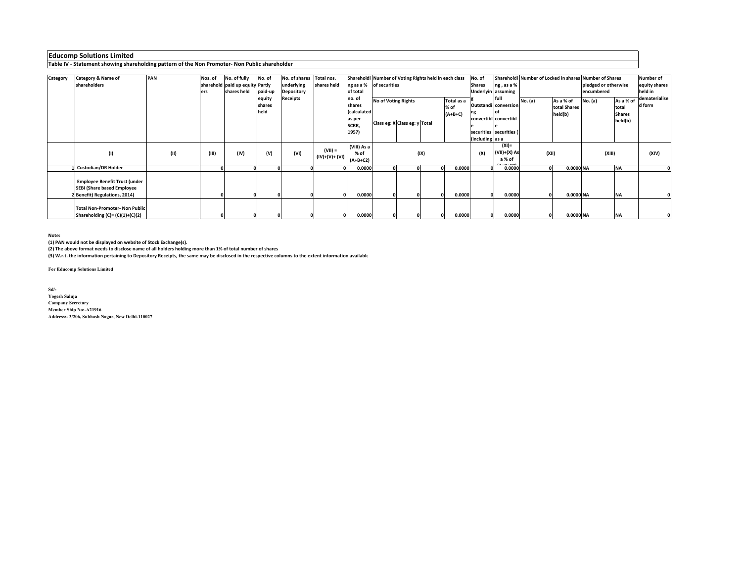**Educomp Solutions Limited**

**Table IV - Statement showing shareholding pattern of the Non Promoter- Non Public shareholder**

| Category | Category & Name of shareholders | PAN | Nos. of shareholders | No. of fully paid up equity shares held | No. of Partly paid-up equity shares held | No. of shares underlying Depository Receipts | Total nos. shares held | Shareholding as a % of total no. of shares (calculated as per SCRR, 1957) | Number of Voting Rights held in each class of securities | | | | No. of Shares Underlying Outstanding convertible securities (including | Shareholding , as a % assuming full conversion of convertible securities ( as a | Number of Locked in shares | | Number of Shares pledged or otherwise encumbered | | Number of equity shares held in dematerialised form |
|---|---|---|---|---|---|---|---|---|---|---|---|---|---|---|---|---|---|---|---|
| | | | | | | | | | No of Voting Rights | | | Total as a % of (A+B+C) | | | No. (a) | As a % of total Shares held(b) | No. (a) | As a % of total Shares held(b) | |
| | | | | | | | | | Class eg: X | Class eg: y | Total | | | | | | | | |
| | (I) | (II) | (III) | (IV) | (V) | (VI) | (VII) = (IV)+(V)+ (VI) | (VIII) As a % of (A+B+C2) | (IX) | | | | (X) | (XI)= (VII)+(X) As a % of | (XII) | | (XIII) | | (XIV) |
| 1 | Custodian/DR Holder | | 0 | 0 | 0 | 0 | 0 | 0.0000 | 0 | 0 | 0 | 0.0000 | 0 | 0.0000 | 0 | 0.0000 | NA | NA | 0 |
| 2 | Employee Benefit Trust (under SEBI (Share based Employee Benefit) Regulations, 2014) | | 0 | 0 | 0 | 0 | 0 | 0.0000 | 0 | 0 | 0 | 0.0000 | 0 | 0.0000 | 0 | 0.0000 | NA | NA | 0 |
| | Total Non-Promoter- Non Public Shareholding (C)= (C)(1)+(C)(2) | | 0 | 0 | 0 | 0 | 0 | 0.0000 | 0 | 0 | 0 | 0.0000 | 0 | 0.0000 | 0 | 0.0000 | NA | NA | 0 |

**Note:**

**(1) PAN would not be displayed on website of Stock Exchange(s).**

**(2) The above format needs to disclose name of all holders holding more than 1% of total number of shares**

**(3) W.r.t. the information pertaining to Depository Receipts, the same may be disclosed in the respective columns to the extent information available**

**For Educomp Solutions Limited**

**Sd/-**
**Yogesh Saluja**
**Company Secretary**
**Member Ship No:-A21916**
**Address:- 3/206, Subhash Nagar, New Delhi-110027**